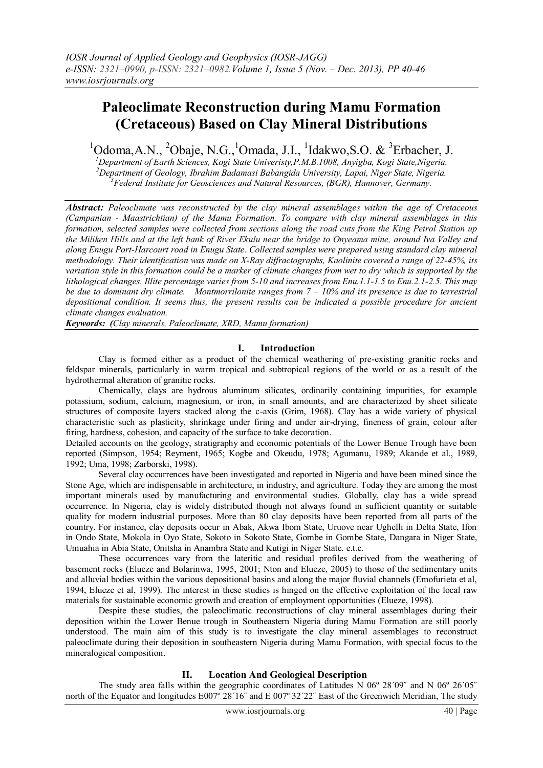# Paleoclimate Reconstruction during Mamu Formation (Cretaceous) Based on Clay Mineral Distributions

[1]Odoma,A.N., [2]Obaje, N.G.,[1]Omada, J.I., [1]Idakwo,S.O. & [3]Erbacher, J.

[1]*Department of Earth Sciences, Kogi State Univeristy,P.M.B.1008, Anyigba, Kogi State,Nigeria.*
[2]*Department of Geology, Ibrahim Badamasi Babangida University, Lapai, Niger State, Nigeria.*
[3]*Federal Institute for Geosciences and Natural Resources, (BGR), Hannover, Germany.*

***Abstract:*** *Paleoclimate was reconstructed by the clay mineral assemblages within the age of Cretaceous (Campanian - Maastrichtian) of the Mamu Formation. To compare with clay mineral assemblages in this formation, selected samples were collected from sections along the road cuts from the King Petrol Station up the Miliken Hills and at the left bank of River Ekulu near the bridge to Onyeama mine, around Iva Valley and along Enugu Port-Harcourt road in Enugu State. Collected samples were prepared using standard clay mineral methodology. Their identification was made on X-Ray diffractographs, Kaolinite covered a range of 22-45%, its variation style in this formation could be a marker of climate changes from wet to dry which is supported by the lithological changes. Illite percentage varies from 5-10 and increases from Enu.1.1-1.5 to Enu.2.1-2.5. This may be due to dominant dry climate. Montmorrilonite ranges from 7 – 10% and its presence is due to terrestrial depositional condition. It seems thus, the present results can be indicated a possible procedure for ancient climate changes evaluation.*

***Keywords:*** ***(****Clay minerals, Paleoclimate, XRD, Mamu formation)*

## I. Introduction

Clay is formed either as a product of the chemical weathering of pre-existing granitic rocks and feldspar minerals, particularly in warm tropical and subtropical regions of the world or as a result of the hydrothermal alteration of granitic rocks.

Chemically, clays are hydrous aluminum silicates, ordinarily containing impurities, for example potassium, sodium, calcium, magnesium, or iron, in small amounts, and are characterized by sheet silicate structures of composite layers stacked along the c-axis (Grim, 1968). Clay has a wide variety of physical characteristic such as plasticity, shrinkage under firing and under air-drying, fineness of grain, colour after firing, hardness, cohesion, and capacity of the surface to take decoration.

Detailed accounts on the geology, stratigraphy and economic potentials of the Lower Benue Trough have been reported (Simpson, 1954; Reyment, 1965; Kogbe and Okeudu, 1978; Agumanu, 1989; Akande et al., 1989, 1992; Uma, 1998; Zarborski, 1998).

Several clay occurrences have been investigated and reported in Nigeria and have been mined since the Stone Age, which are indispensable in architecture, in industry, and agriculture. Today they are among the most important minerals used by manufacturing and environmental studies. Globally, clay has a wide spread occurrence. In Nigeria, clay is widely distributed though not always found in sufficient quantity or suitable quality for modern industrial purposes. More than 80 clay deposits have been reported from all parts of the country. For instance, clay deposits occur in Abak, Akwa Ibom State, Uruove near Ughelli in Delta State, Ifon in Ondo State, Mokola in Oyo State, Sokoto in Sokoto State, Gombe in Gombe State, Dangara in Niger State, Umuahia in Abia State, Onitsha in Anambra State and Kutigi in Niger State. e.t.c.

These occurrences vary from the lateritic and residual profiles derived from the weathering of basement rocks (Elueze and Bolarinwa, 1995, 2001; Nton and Elueze, 2005) to those of the sedimentary units and alluvial bodies within the various depositional basins and along the major fluvial channels (Emofurieta et al, 1994, Elueze et al, 1999). The interest in these studies is hinged on the effective exploitation of the local raw materials for sustainable economic growth and creation of employment opportunities (Elueze, 1998).

Despite these studies, the paleoclimatic reconstructions of clay mineral assemblages during their deposition within the Lower Benue trough in Southeastern Nigeria during Mamu Formation are still poorly understood. The main aim of this study is to investigate the clay mineral assemblages to reconstruct paleoclimate during their deposition in southeastern Nigeria during Mamu Formation, with special focus to the mineralogical composition.

## II. Location And Geological Description

The study area falls within the geographic coordinates of Latitudes N 06º 28´09˝ and N 06º 26´05˝ north of the Equator and longitudes E007º 28´16˝ and E 007º 32´22˝ East of the Greenwich Meridian, The study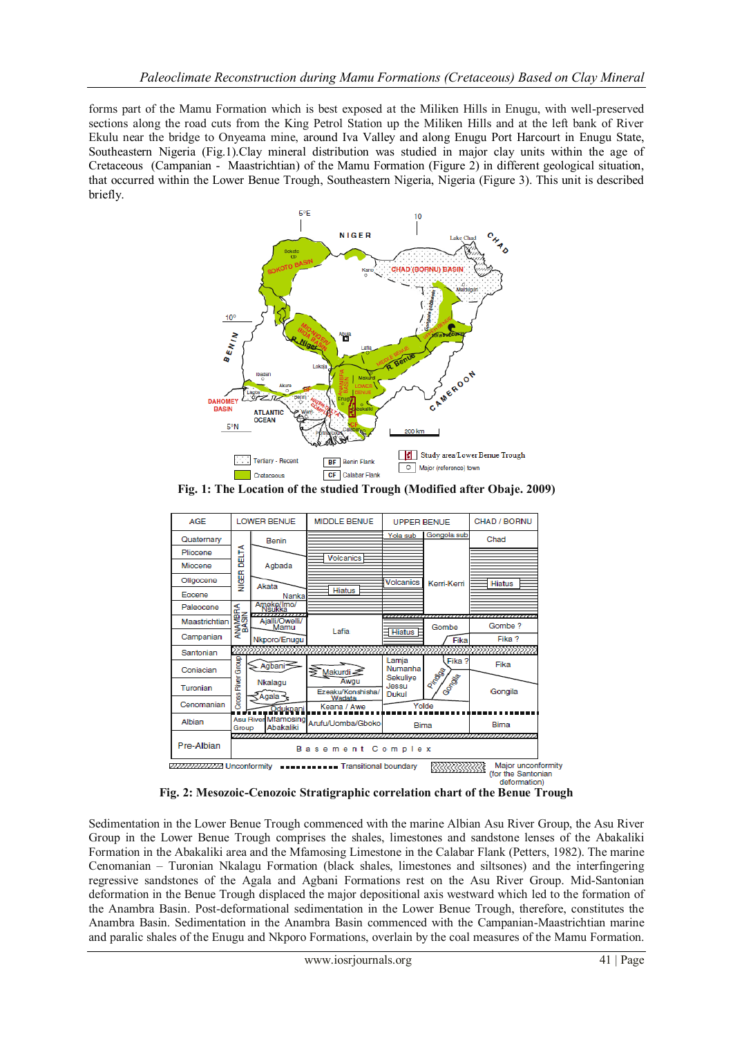forms part of the Mamu Formation which is best exposed at the Miliken Hills in Enugu, with well-preserved sections along the road cuts from the King Petrol Station up the Miliken Hills and at the left bank of River Ekulu near the bridge to Onyeama mine, around Iva Valley and along Enugu Port Harcourt in Enugu State, Southeastern Nigeria (Fig.1).Clay mineral distribution was studied in major clay units within the age of Cretaceous (Campanian - Maastrichtian) of the Mamu Formation (Figure 2) in different geological situation, that occurred within the Lower Benue Trough, Southeastern Nigeria, Nigeria (Figure 3). This unit is described briefly.

**Fig. 1: The Location of the studied Trough (Modified after Obaje. 2009)**

**Fig. 2: Mesozoic-Cenozoic Stratigraphic correlation chart of the Benue Trough**

Sedimentation in the Lower Benue Trough commenced with the marine Albian Asu River Group, the Asu River Group in the Lower Benue Trough comprises the shales, limestones and sandstone lenses of the Abakaliki Formation in the Abakaliki area and the Mfamosing Limestone in the Calabar Flank (Petters, 1982). The marine Cenomanian – Turonian Nkalagu Formation (black shales, limestones and siltsones) and the interfingering regressive sandstones of the Agala and Agbani Formations rest on the Asu River Group. Mid-Santonian deformation in the Benue Trough displaced the major depositional axis westward which led to the formation of the Anambra Basin. Post-deformational sedimentation in the Lower Benue Trough, therefore, constitutes the Anambra Basin. Sedimentation in the Anambra Basin commenced with the Campanian-Maastrichtian marine and paralic shales of the Enugu and Nkporo Formations, overlain by the coal measures of the Mamu Formation.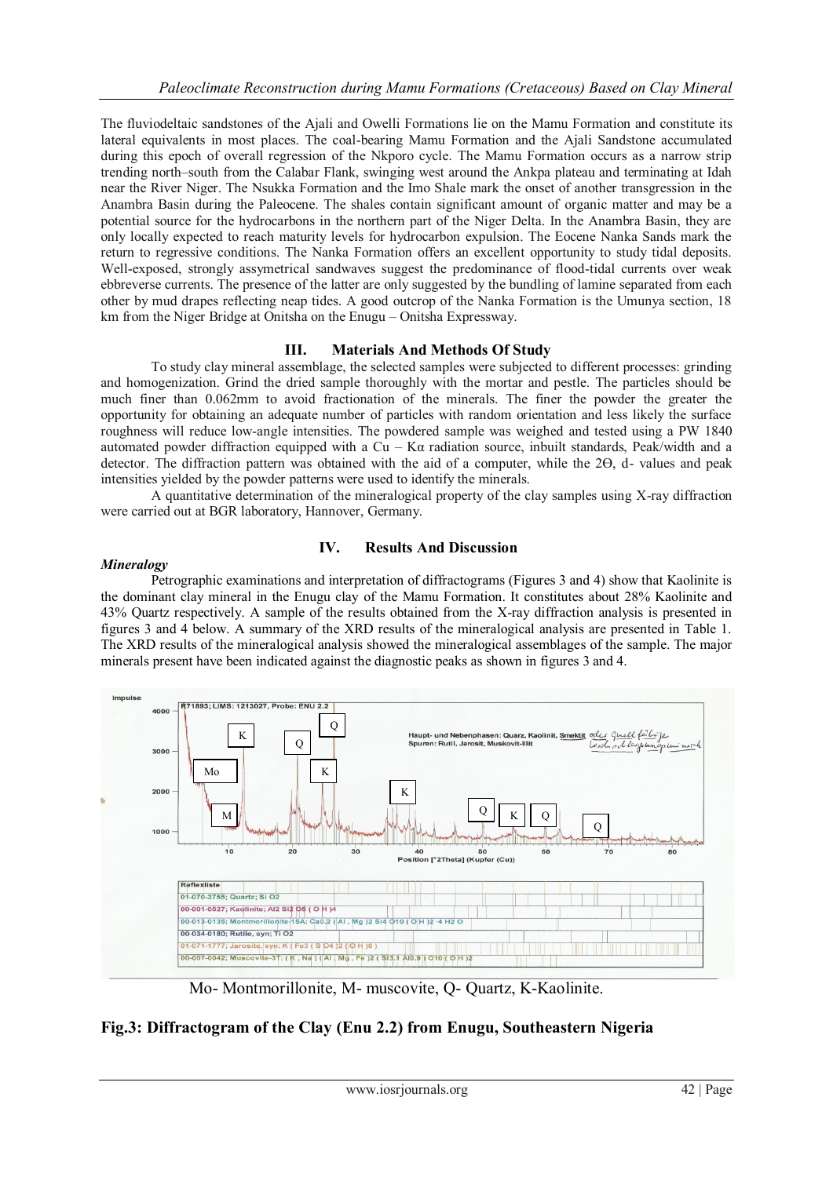The fluviodeltaic sandstones of the Ajali and Owelli Formations lie on the Mamu Formation and constitute its lateral equivalents in most places. The coal-bearing Mamu Formation and the Ajali Sandstone accumulated during this epoch of overall regression of the Nkporo cycle. The Mamu Formation occurs as a narrow strip trending north–south from the Calabar Flank, swinging west around the Ankpa plateau and terminating at Idah near the River Niger. The Nsukka Formation and the Imo Shale mark the onset of another transgression in the Anambra Basin during the Paleocene. The shales contain significant amount of organic matter and may be a potential source for the hydrocarbons in the northern part of the Niger Delta. In the Anambra Basin, they are only locally expected to reach maturity levels for hydrocarbon expulsion. The Eocene Nanka Sands mark the return to regressive conditions. The Nanka Formation offers an excellent opportunity to study tidal deposits. Well-exposed, strongly assymetrical sandwaves suggest the predominance of flood-tidal currents over weak ebbreverse currents. The presence of the latter are only suggested by the bundling of lamine separated from each other by mud drapes reflecting neap tides. A good outcrop of the Nanka Formation is the Umunya section, 18 km from the Niger Bridge at Onitsha on the Enugu – Onitsha Expressway.

## III. Materials And Methods Of Study

To study clay mineral assemblage, the selected samples were subjected to different processes: grinding and homogenization. Grind the dried sample thoroughly with the mortar and pestle. The particles should be much finer than 0.062mm to avoid fractionation of the minerals. The finer the powder the greater the opportunity for obtaining an adequate number of particles with random orientation and less likely the surface roughness will reduce low-angle intensities. The powdered sample was weighed and tested using a PW 1840 automated powder diffraction equipped with a Cu – Kα radiation source, inbuilt standards, Peak/width and a detector. The diffraction pattern was obtained with the aid of a computer, while the 2Θ, d- values and peak intensities yielded by the powder patterns were used to identify the minerals.

A quantitative determination of the mineralogical property of the clay samples using X-ray diffraction were carried out at BGR laboratory, Hannover, Germany.

## IV. Results And Discussion

### *Mineralogy*

Petrographic examinations and interpretation of diffractograms (Figures 3 and 4) show that Kaolinite is the dominant clay mineral in the Enugu clay of the Mamu Formation. It constitutes about 28% Kaolinite and 43% Quartz respectively. A sample of the results obtained from the X-ray diffraction analysis is presented in figures 3 and 4 below. A summary of the XRD results of the mineralogical analysis are presented in Table 1. The XRD results of the mineralogical analysis showed the mineralogical assemblages of the sample. The major minerals present have been indicated against the diagnostic peaks as shown in figures 3 and 4.

Mo- Montmorillonite, M- muscovite, Q- Quartz, K-Kaolinite.

**Fig.3: Diffractogram of the Clay (Enu 2.2) from Enugu, Southeastern Nigeria**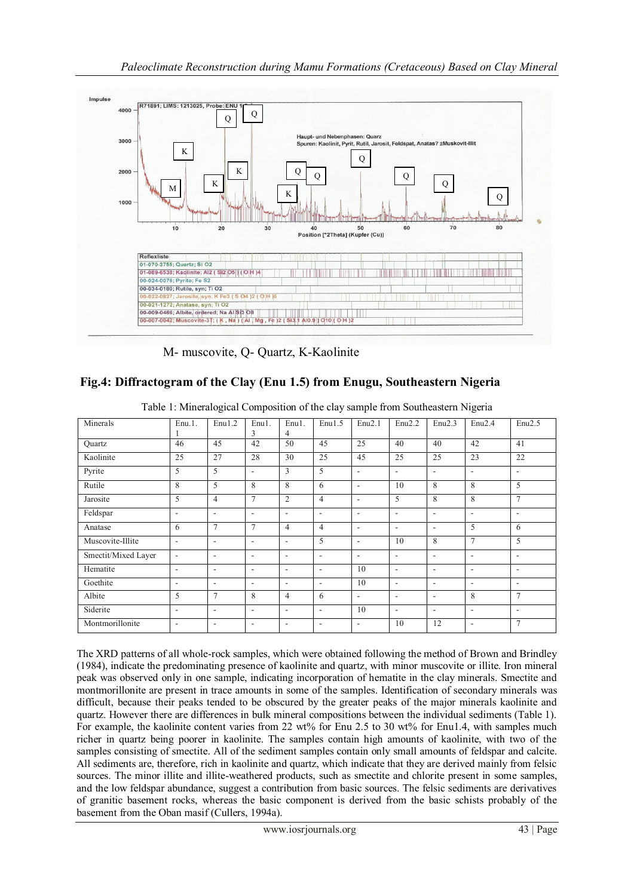M- muscovite, Q- Quartz, K-Kaolinite

**Fig.4: Diffractogram of the Clay (Enu 1.5) from Enugu, Southeastern Nigeria**

Table 1: Mineralogical Composition of the clay sample from Southeastern Nigeria

| Minerals | Enu.1.1 | Enu1.2 | Enu1.3 | Enu1.4 | Enu1.5 | Enu2.1 | Enu2.2 | Enu2.3 | Enu2.4 | Enu2.5 |
|---|---|---|---|---|---|---|---|---|---|---|
| Quartz | 46 | 45 | 42 | 50 | 45 | 25 | 40 | 40 | 42 | 41 |
| Kaolinite | 25 | 27 | 28 | 30 | 25 | 45 | 25 | 25 | 23 | 22 |
| Pyrite | 5 | 5 | - | 3 | 5 | - | - | - | - | - |
| Rutile | 8 | 5 | 8 | 8 | 6 | - | 10 | 8 | 8 | 5 |
| Jarosite | 5 | 4 | 7 | 2 | 4 | - | 5 | 8 | 8 | 7 |
| Feldspar | - | - | - | - | - | - | - | - | - | - |
| Anatase | 6 | 7 | 7 | 4 | 4 | - | - | - | 5 | 6 |
| Muscovite-Illite | - | - | - | - | 5 | - | 10 | 8 | 7 | 5 |
| Smectit/Mixed Layer | - | - | - | - | - | - | - | - | - | - |
| Hematite | - | - | - | - | - | 10 | - | - | - | - |
| Goethite | - | - | - | - | - | 10 | - | - | - | - |
| Albite | 5 | 7 | 8 | 4 | 6 | - | - | - | 8 | 7 |
| Siderite | - | - | - | - | - | 10 | - | - | - | - |
| Montmorillonite | - | - | - | - | - | - | 10 | 12 | - | 7 |

The XRD patterns of all whole-rock samples, which were obtained following the method of Brown and Brindley (1984), indicate the predominating presence of kaolinite and quartz, with minor muscovite or illite. Iron mineral peak was observed only in one sample, indicating incorporation of hematite in the clay minerals. Smectite and montmorillonite are present in trace amounts in some of the samples. Identification of secondary minerals was difficult, because their peaks tended to be obscured by the greater peaks of the major minerals kaolinite and quartz. However there are differences in bulk mineral compositions between the individual sediments (Table 1). For example, the kaolinite content varies from 22 wt% for Enu 2.5 to 30 wt% for Enu1.4, with samples much richer in quartz being poorer in kaolinite. The samples contain high amounts of kaolinite, with two of the samples consisting of smectite. All of the sediment samples contain only small amounts of feldspar and calcite. All sediments are, therefore, rich in kaolinite and quartz, which indicate that they are derived mainly from felsic sources. The minor illite and illite-weathered products, such as smectite and chlorite present in some samples, and the low feldspar abundance, suggest a contribution from basic sources. The felsic sediments are derivatives of granitic basement rocks, whereas the basic component is derived from the basic schists probably of the basement from the Oban masif (Cullers, 1994a).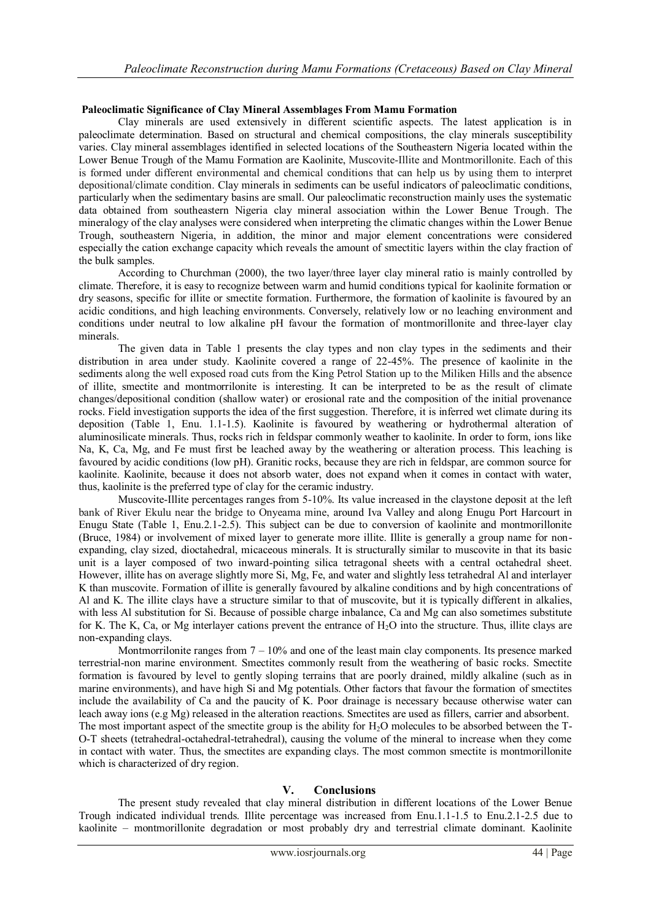**Paleoclimatic Significance of Clay Mineral Assemblages From Mamu Formation**

Clay minerals are used extensively in different scientific aspects. The latest application is in paleoclimate determination. Based on structural and chemical compositions, the clay minerals susceptibility varies. Clay mineral assemblages identified in selected locations of the Southeastern Nigeria located within the Lower Benue Trough of the Mamu Formation are Kaolinite, Muscovite-Illite and Montmorillonite. Each of this is formed under different environmental and chemical conditions that can help us by using them to interpret depositional/climate condition. Clay minerals in sediments can be useful indicators of paleoclimatic conditions, particularly when the sedimentary basins are small. Our paleoclimatic reconstruction mainly uses the systematic data obtained from southeastern Nigeria clay mineral association within the Lower Benue Trough. The mineralogy of the clay analyses were considered when interpreting the climatic changes within the Lower Benue Trough, southeastern Nigeria, in addition, the minor and major element concentrations were considered especially the cation exchange capacity which reveals the amount of smectitic layers within the clay fraction of the bulk samples.

According to Churchman (2000), the two layer/three layer clay mineral ratio is mainly controlled by climate. Therefore, it is easy to recognize between warm and humid conditions typical for kaolinite formation or dry seasons, specific for illite or smectite formation. Furthermore, the formation of kaolinite is favoured by an acidic conditions, and high leaching environments. Conversely, relatively low or no leaching environment and conditions under neutral to low alkaline pH favour the formation of montmorillonite and three-layer clay minerals.

The given data in Table 1 presents the clay types and non clay types in the sediments and their distribution in area under study. Kaolinite covered a range of 22-45%. The presence of kaolinite in the sediments along the well exposed road cuts from the King Petrol Station up to the Miliken Hills and the absence of illite, smectite and montmorrilonite is interesting. It can be interpreted to be as the result of climate changes/depositional condition (shallow water) or erosional rate and the composition of the initial provenance rocks. Field investigation supports the idea of the first suggestion. Therefore, it is inferred wet climate during its deposition (Table 1, Enu. 1.1-1.5). Kaolinite is favoured by weathering or hydrothermal alteration of aluminosilicate minerals. Thus, rocks rich in feldspar commonly weather to kaolinite. In order to form, ions like Na, K, Ca, Mg, and Fe must first be leached away by the weathering or alteration process. This leaching is favoured by acidic conditions (low pH). Granitic rocks, because they are rich in feldspar, are common source for kaolinite. Kaolinite, because it does not absorb water, does not expand when it comes in contact with water, thus, kaolinite is the preferred type of clay for the ceramic industry.

Muscovite-Illite percentages ranges from 5-10%. Its value increased in the claystone deposit at the left bank of River Ekulu near the bridge to Onyeama mine, around Iva Valley and along Enugu Port Harcourt in Enugu State (Table 1, Enu.2.1-2.5). This subject can be due to conversion of kaolinite and montmorillonite (Bruce, 1984) or involvement of mixed layer to generate more illite. Illite is generally a group name for non-expanding, clay sized, dioctahedral, micaceous minerals. It is structurally similar to muscovite in that its basic unit is a layer composed of two inward-pointing silica tetragonal sheets with a central octahedral sheet. However, illite has on average slightly more Si, Mg, Fe, and water and slightly less tetrahedral Al and interlayer K than muscovite. Formation of illite is generally favoured by alkaline conditions and by high concentrations of Al and K. The illite clays have a structure similar to that of muscovite, but it is typically different in alkalies, with less Al substitution for Si. Because of possible charge inbalance, Ca and Mg can also sometimes substitute for K. The K, Ca, or Mg interlayer cations prevent the entrance of $H_2O$ into the structure. Thus, illite clays are non-expanding clays.

Montmorrilonite ranges from 7 – 10% and one of the least main clay components. Its presence marked terrestrial-non marine environment. Smectites commonly result from the weathering of basic rocks. Smectite formation is favoured by level to gently sloping terrains that are poorly drained, mildly alkaline (such as in marine environments), and have high Si and Mg potentials. Other factors that favour the formation of smectites include the availability of Ca and the paucity of K. Poor drainage is necessary because otherwise water can leach away ions (e.g Mg) released in the alteration reactions. Smectites are used as fillers, carrier and absorbent. The most important aspect of the smectite group is the ability for $H_2O$ molecules to be absorbed between the T-O-T sheets (tetrahedral-octahedral-tetrahedral), causing the volume of the mineral to increase when they come in contact with water. Thus, the smectites are expanding clays. The most common smectite is montmorillonite which is characterized of dry region.

## V. Conclusions

The present study revealed that clay mineral distribution in different locations of the Lower Benue Trough indicated individual trends. Illite percentage was increased from Enu.1.1-1.5 to Enu.2.1-2.5 due to kaolinite – montmorillonite degradation or most probably dry and terrestrial climate dominant. Kaolinite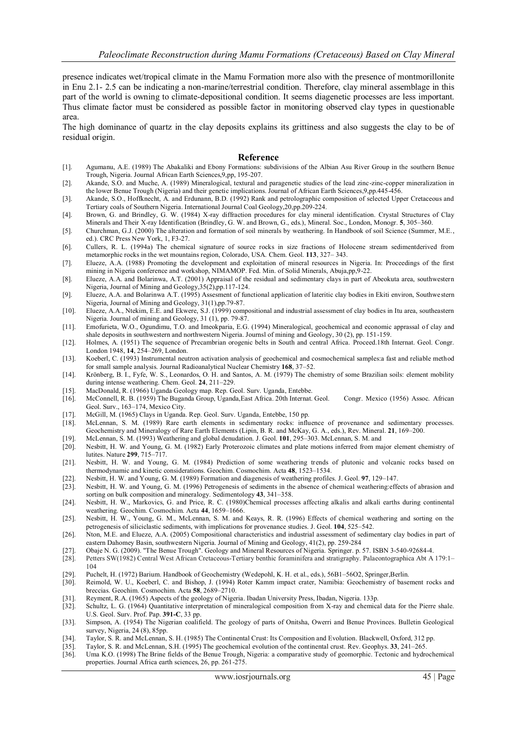presence indicates wet/tropical climate in the Mamu Formation more also with the presence of montmorillonite in Enu 2.1- 2.5 can be indicating a non-marine/terrestrial condition. Therefore, clay mineral assemblage in this part of the world is owning to climate-depositional condition. It seems diagenetic processes are less important. Thus climate factor must be considered as possible factor in monitoring observed clay types in questionable area.

The high dominance of quartz in the clay deposits explains its grittiness and also suggests the clay to be of residual origin.

## Reference

[1]. Agumanu, A.E. (1989) The Abakaliki and Ebony Formations: subdivisions of the Albian Asu River Group in the southern Benue Trough, Nigeria. Journal African Earth Sciences,9,pp, 195-207.

[2]. Akande, S.O. and Muche, A. (1989) Mineralogical, textural and paragenetic studies of the lead zinc-zinc-copper mineralization in the lower Benue Trough (Nigeria) and their genetic implications. Journal of African Earth Sciences,9,pp.445-456.

[3]. Akande, S.O., Hoffknecht, A. and Erdunann, B.D. (1992) Rank and petrolographic composition of selected Upper Cretaceous and Tertiary coals of Southern Nigeria. International Journal Coal Geology,20,pp.209-224.

[4]. Brown, G. and Brindley, G. W. (1984) X-ray diffraction procedures for clay mineral identification. Crystal Structures of Clay Minerals and Their X-ray Identification (Brindley, G. W. and Brown, G., eds.), Mineral. Soc., London, Monogr. **5**, 305–360.

[5]. Churchman, G.J. (2000) The alteration and formation of soil minerals by weathering. In Handbook of soil Science (Summer, M.E., ed.). CRC Press New York, 1, F3-27.

[6]. Cullers, R. L. (1994a) The chemical signature of source rocks in size fractions of Holocene stream sedimentderived from metamorphic rocks in the wet mountains region, Colorado, USA. Chem. Geol. **113**, 327– 343.

[7]. Elueze, A.A. (1988) Promoting the development and exploitation of mineral resources in Nigeria. In: Proceedings of the first mining in Nigeria conference and workshop, NIMAMOP. Fed. Min. of Solid Minerals, Abuja,pp,9-22.

[8]. Elueze, A.A. and Bolarinwa, A.T. (2001) Appraisal of the residual and sedimentary clays in part of Abeokuta area, southwestern Nigeria, Journal of Mining and Geology,35(2),pp.117-124.

[9]. Elueze, A.A. and Bolarinwa A.T. (1995) Assesment of functional application of lateritic clay bodies in Ekiti environ, Southwestern Nigeria, Journal of Mining and Geology, 31(1),pp.79-87.

[10]. Elueze, A.A., Ntekim, E.E. and Ekwere, S.J. (1999) compositional and industrial assessment of clay bodies in Itu area, southeastern Nigeria. Journal of mining and Geology, 31 (1), pp. 79-87.

[11]. Emofurieta, W.O., Ogundimu, T.O. and Imeokparia, E.G. (1994) Mineralogical, geochemical and economic apprassal of clay and shale deposits in southwestern and northwestern Nigeria. Journsl of mining and Geology, 30 (2), pp. 151-159.

[12]. Holmes, A. (1951) The sequence of Precambrian orogenic belts in South and central Africa. Proceed.18th Internat. Geol. Congr. London 1948, **14**, 254–269, London.

[13]. Koeberl, C. (1993) Instrumental neutron activation analysis of geochemical and cosmochemical samples:a fast and reliable method for small sample analysis. Journal Radioanalytical Nuclear Chemistry **168**, 37–52.

[14]. Krönberg, B. I., Fyfe, W. S., Leonardos, O. H. and Santos, A. M. (1979) The chemistry of some Brazilian soils: element mobility during intense weathering. Chem. Geol. **24**, 211–229.

[15]. MacDonald, R. (1966) Uganda Geology map. Rep. Geol. Surv. Uganda, Entebbe.

[16]. McConnell, R. B. (1959) The Buganda Group, Uganda,East Africa. 20th Internat. Geol. Congr. Mexico (1956) Assoc. African Geol. Surv., 163–174, Mexico City.

[17]. McGill, M. (1965) Clays in Uganda. Rep. Geol. Surv. Uganda, Entebbe, 150 pp.

[18]. McLennan, S. M. (1989) Rare earth elements in sedimentary rocks: influence of provenance and sedimentary processes. Geochemistry and Mineralogy of Rare Earth Elements (Lipin, B. R. and McKay, G. A., eds.), Rev. Mineral. **21**, 169–200.

[19]. McLennan, S. M. (1993) Weathering and global denudation. J. Geol. **101**, 295–303. McLennan, S. M. and

[20]. Nesbitt, H. W. and Young, G. M. (1982) Early Proterozoic climates and plate motions inferred from major element chemistry of lutites. Nature **299**, 715–717.

[21]. Nesbitt, H. W. and Young, G. M. (1984) Prediction of some weathering trends of plutonic and volcanic rocks based on thermodynamic and kinetic considerations. Geochim. Cosmochim. Acta **48**, 1523–1534.

[22]. Nesbitt, H. W. and Young, G. M. (1989) Formation and diagenesis of weathering profiles. J. Geol. **97**, 129–147.

[23]. Nesbitt, H. W. and Young, G. M. (1996) Petrogenesis of sediments in the absence of chemical weathering:effects of abrasion and sorting on bulk composition and mineralogy. Sedimentology **43**, 341–358.

[24]. Nesbitt, H. W., Markovics, G. and Price, R. C. (1980)Chemical processes affecting alkalis and alkali earths during continental weathering. Geochim. Cosmochim. Acta **44**, 1659–1666.

[25]. Nesbitt, H. W., Young, G. M., McLennan, S. M. and Keays, R. R. (1996) Effects of chemical weathering and sorting on the petrogenesis of siliciclastic sediments, with implications for provenance studies. J. Geol. **104**, 525–542.

[26]. Nton, M.E. and Elueze, A.A. (2005) Compositional characteristics and industrial assessment of sedimentary clay bodies in part of eastern Dahomey Basin, southwestern Nigeria. Journal of Mining and Geology, 41(2), pp. 259-284

[27]. Obaje N. G. (2009). "The Benue Trough". Geology and Mineral Resources of Nigeria. Springer. p. 57. ISBN 3-540-92684-4.

[28]. Petters SW(1982) Central West African Cretaceous-Tertiary benthic foraminifera and stratigraphy. Palaeontographica Abt A 179:1–104

[29]. Puchelt, H. (1972) Barium. Handbook of Geochemistry (Wedepohl, K. H. et al., eds.), 56B1–56O2, Springer,Berlin.

[30]. Reimold, W. U., Koeberl, C. and Bishop, J. (1994) Roter Kamm impact crater, Namibia: Geochemistry of basement rocks and breccias. Geochim. Cosmochim. Acta **58**, 2689–2710.

[31]. Reyment, R.A. (1965) Aspects of the geology of Nigeria. Ibadan University Press, Ibadan, Nigeria. 133p.

[32]. Schultz, L. G. (1964) Quantitative interpretation of mineralogical composition from X-ray and chemical data for the Pierre shale. U.S. Geol. Surv. Prof. Pap. **391-C**, 33 pp.

[33]. Simpson, A. (1954) The Nigerian coalifield. The geology of parts of Onitsha, Owerri and Benue Provinces. Bulletin Geological survey, Nigeria, 24 (8), 85pp.

[34]. Taylor, S. R. and McLennan, S. H. (1985) The Continental Crust: Its Composition and Evolution. Blackwell, Oxford, 312 pp.

[35]. Taylor, S. R. and McLennan, S.H. (1995) The geochemical evolution of the continental crust. Rev. Geophys. **33**, 241–265.

[36]. Uma K.O. (1998) The Brine fields of the Benue Trough, Nigeria: a comparative study of geomorphic. Tectonic and hydrochemical properties. Journal Africa earth sciences, 26, pp. 261-275.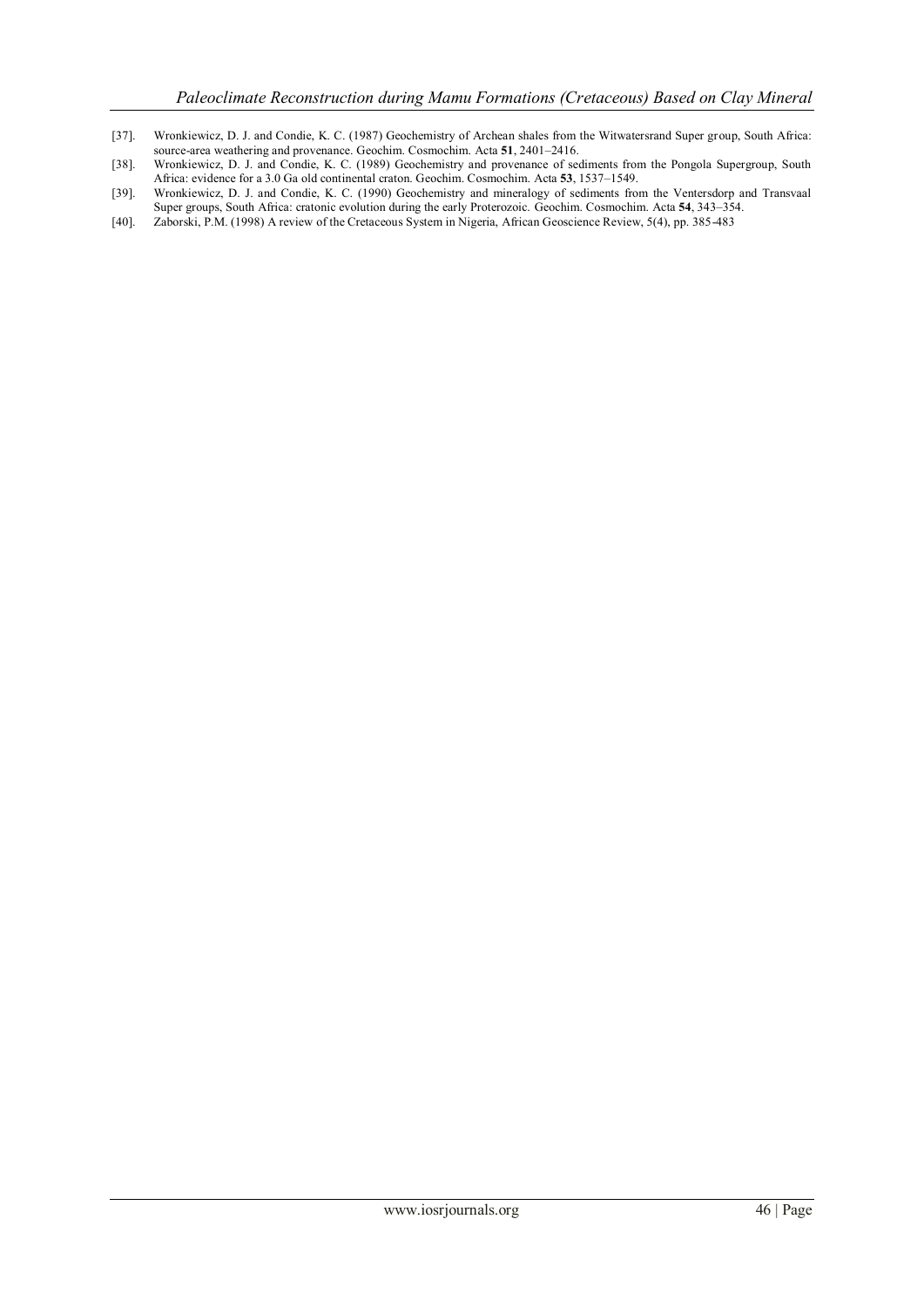[37]. Wronkiewicz, D. J. and Condie, K. C. (1987) Geochemistry of Archean shales from the Witwatersrand Super group, South Africa: source-area weathering and provenance. Geochim. Cosmochim. Acta **51**, 2401–2416.

[38]. Wronkiewicz, D. J. and Condie, K. C. (1989) Geochemistry and provenance of sediments from the Pongola Supergroup, South Africa: evidence for a 3.0 Ga old continental craton. Geochim. Cosmochim. Acta **53**, 1537–1549.

[39]. Wronkiewicz, D. J. and Condie, K. C. (1990) Geochemistry and mineralogy of sediments from the Ventersdorp and Transvaal Super groups, South Africa: cratonic evolution during the early Proterozoic. Geochim. Cosmochim. Acta **54**, 343–354.

[40]. Zaborski, P.M. (1998) A review of the Cretaceous System in Nigeria, African Geoscience Review, 5(4), pp. 385-483